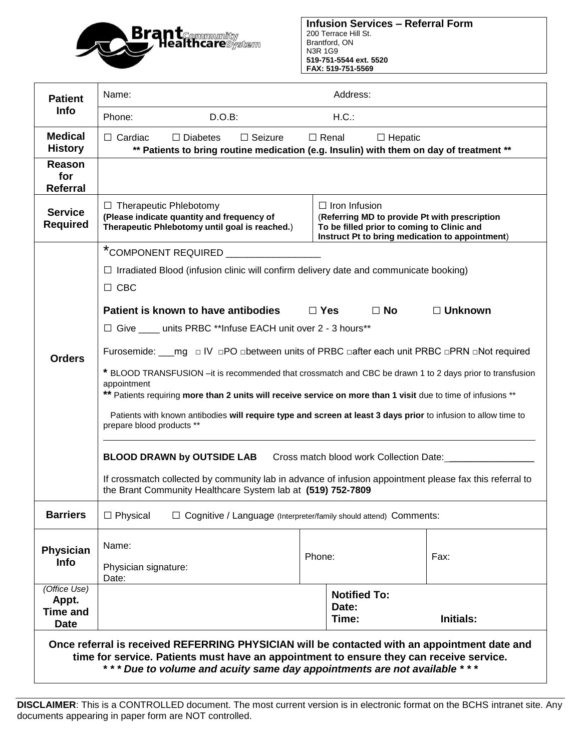Brant Community Healthcare System

**Infusion Services – Referral Form**
200 Terrace Hill St.
Brantford, ON
N3R 1G9
**519-751-5544 ext. 5520**
**FAX: 519-751-5569**

| | | | |
|---|---|---|---|
| **Patient Info** | Name: | Address: | |
| | Phone: D.O.B: | H.C.: | |
| **Medical History** | ☐ Cardiac ☐ Diabetes ☐ Seizure ☐ Renal ☐ Hepatic<br>**\*\* Patients to bring routine medication (e.g. Insulin) with them on day of treatment \*\*** | | |
| **Reason for Referral** | | | |
| **Service Required** | ☐ Therapeutic Phlebotomy<br>**(Please indicate quantity and frequency of Therapeutic Phlebotomy until goal is reached.)** | ☐ Iron Infusion<br>(**Referring MD to provide Pt with prescription To be filled prior to coming to Clinic and Instruct Pt to bring medication to appointment**) | |
| **Orders** | \*COMPONENT REQUIRED _________________<br><br>☐ Irradiated Blood (infusion clinic will confirm delivery date and communicate booking)<br><br>☐ CBC<br><br>**Patient is known to have antibodies ☐ Yes ☐ No ☐ Unknown**<br><br>☐ Give ____ units PRBC \*\*Infuse EACH unit over 2 - 3 hours\*\*<br><br>Furosemide: ___mg □ IV □PO □between units of PRBC □after each unit PRBC □PRN □Not required<br><br>\* BLOOD TRANSFUSION –it is recommended that crossmatch and CBC be drawn 1 to 2 days prior to transfusion appointment<br>\*\* Patients requiring **more than 2 units will receive service on more than 1 visit** due to time of infusions \*\*<br><br>Patients with known antibodies **will require type and screen at least 3 days prior** to infusion to allow time to prepare blood products \*\*<br><br>**BLOOD DRAWN by OUTSIDE LAB** Cross match blood work Collection Date:________________<br><br>If crossmatch collected by community lab in advance of infusion appointment please fax this referral to the Brant Community Healthcare System lab at **(519) 752-7809** | | |
| **Barriers** | ☐ Physical ☐ Cognitive / Language (Interpreter/family should attend) Comments: | | |
| **Physician Info** | Name:<br><br>Physician signature:<br>Date: | Phone: | Fax: |
| *(Office Use)* **Appt. Time and Date** | | **Notified To:**<br>**Date:**<br>**Time:** | **Initials:** |

**Once referral is received REFERRING PHYSICIAN will be contacted with an appointment date and time for service. Patients must have an appointment to ensure they can receive service.**
***\* \* \* Due to volume and acuity same day appointments are not available \* \* \****

**DISCLAIMER**: This is a CONTROLLED document. The most current version is in electronic format on the BCHS intranet site. Any documents appearing in paper form are NOT controlled.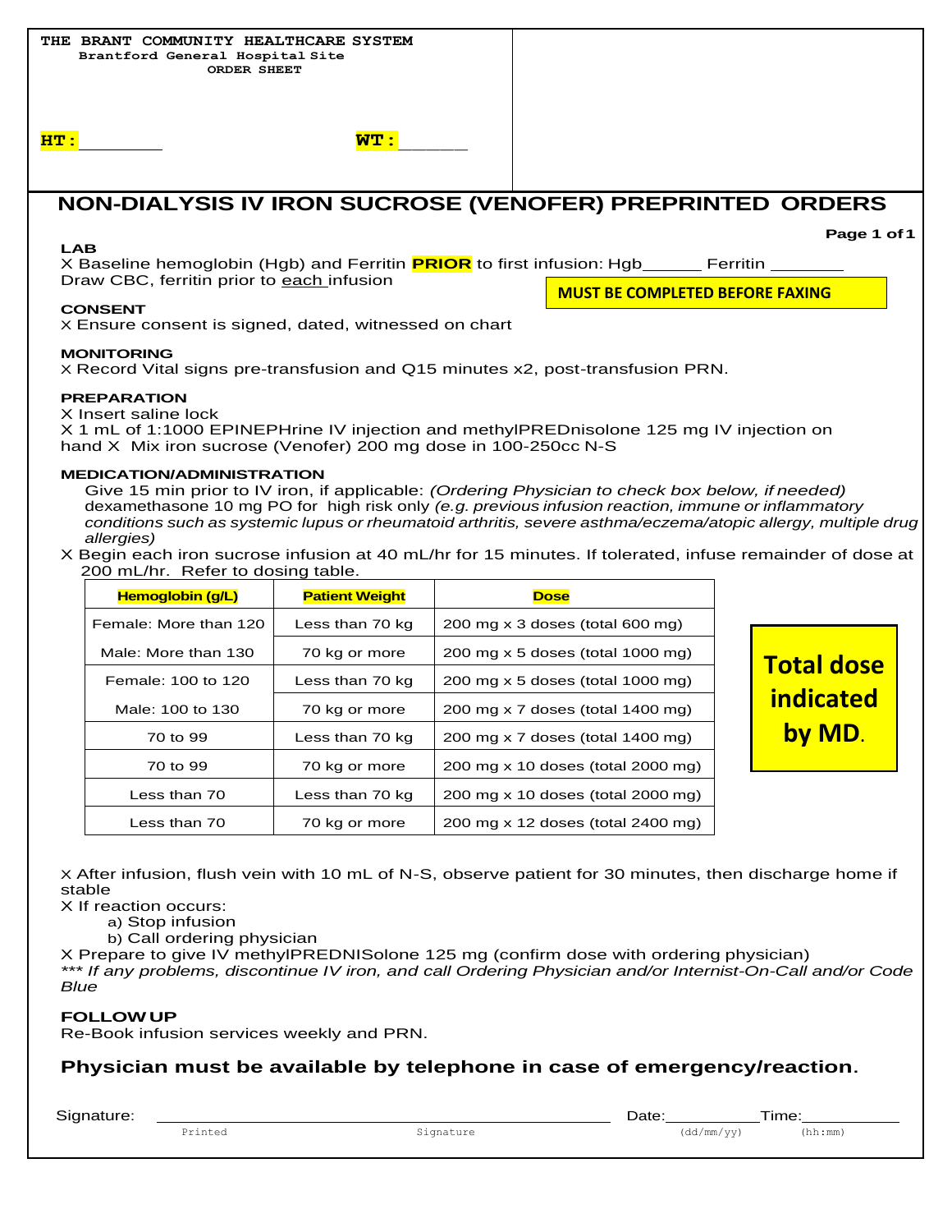**THE BRANT COMMUNITY HEALTHCARE SYSTEM**
**Brantford General Hospital Site**
**ORDER SHEET**

**HT:**________ **WT:**______

# NON-DIALYSIS IV IRON SUCROSE (VENOFER) PREPRINTED ORDERS

Page 1 of 1

### LAB

X Baseline hemoglobin (Hgb) and Ferritin **PRIOR** to first infusion: Hgb______ Ferritin ________
Draw CBC, ferritin prior to each infusion

**MUST BE COMPLETED BEFORE FAXING**

### CONSENT

X Ensure consent is signed, dated, witnessed on chart

### MONITORING

X Record Vital signs pre-transfusion and Q15 minutes x2, post-transfusion PRN.

### PREPARATION

X Insert saline lock
X 1 mL of 1:1000 EPINEPHrine IV injection and methylPREDnisolone 125 mg IV injection on hand X Mix iron sucrose (Venofer) 200 mg dose in 100-250cc N-S

### MEDICATION/ADMINISTRATION

Give 15 min prior to IV iron, if applicable: *(Ordering Physician to check box below, if needed)*
dexamethasone 10 mg PO for high risk only *(e.g. previous infusion reaction, immune or inflammatory conditions such as systemic lupus or rheumatoid arthritis, severe asthma/eczema/atopic allergy, multiple drug allergies)*

X Begin each iron sucrose infusion at 40 mL/hr for 15 minutes. If tolerated, infuse remainder of dose at 200 mL/hr. Refer to dosing table.

| Hemoglobin (g/L) | Patient Weight | Dose |
|---|---|---|
| Female: More than 120 | Less than 70 kg | 200 mg x 3 doses (total 600 mg) |
| Male: More than 130 | 70 kg or more | 200 mg x 5 doses (total 1000 mg) |
| Female: 100 to 120 | Less than 70 kg | 200 mg x 5 doses (total 1000 mg) |
| Male: 100 to 130 | 70 kg or more | 200 mg x 7 doses (total 1400 mg) |
| 70 to 99 | Less than 70 kg | 200 mg x 7 doses (total 1400 mg) |
| 70 to 99 | 70 kg or more | 200 mg x 10 doses (total 2000 mg) |
| Less than 70 | Less than 70 kg | 200 mg x 10 doses (total 2000 mg) |
| Less than 70 | 70 kg or more | 200 mg x 12 doses (total 2400 mg) |

**Total dose indicated by MD.**

X After infusion, flush vein with 10 mL of N-S, observe patient for 30 minutes, then discharge home if stable
X If reaction occurs:
a) Stop infusion
b) Call ordering physician
X Prepare to give IV methylPREDNISolone 125 mg (confirm dose with ordering physician)
*\*\*\* If any problems, discontinue IV iron, and call Ordering Physician and/or Internist-On-Call and/or Code Blue*

### FOLLOW UP

Re-Book infusion services weekly and PRN.

**Physician must be available by telephone in case of emergency/reaction.**

Signature: ______________________________ Date:__________Time:__________
Printed Signature (dd/mm/yy) (hh:mm)